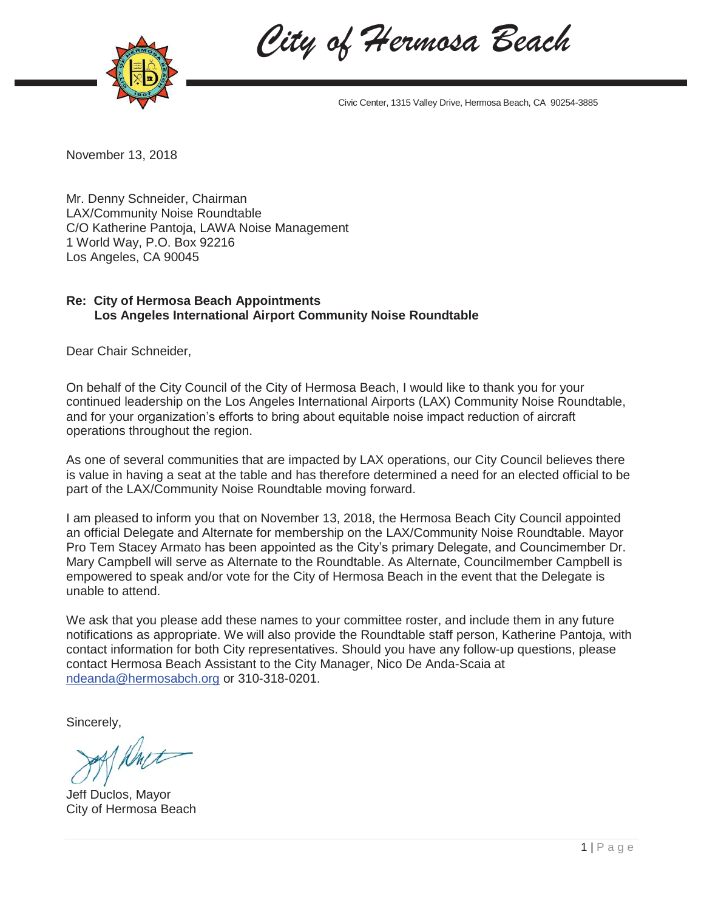# *City of Hermosa Beach*

Civic Center, 1315 Valley Drive, Hermosa Beach, CA 90254-3885

November 13, 2018

Mr. Denny Schneider, Chairman
LAX/Community Noise Roundtable
C/O Katherine Pantoja, LAWA Noise Management
1 World Way, P.O. Box 92216
Los Angeles, CA 90045

**Re: City of Hermosa Beach Appointments**
**Los Angeles International Airport Community Noise Roundtable**

Dear Chair Schneider,

On behalf of the City Council of the City of Hermosa Beach, I would like to thank you for your continued leadership on the Los Angeles International Airports (LAX) Community Noise Roundtable, and for your organization's efforts to bring about equitable noise impact reduction of aircraft operations throughout the region.

As one of several communities that are impacted by LAX operations, our City Council believes there is value in having a seat at the table and has therefore determined a need for an elected official to be part of the LAX/Community Noise Roundtable moving forward.

I am pleased to inform you that on November 13, 2018, the Hermosa Beach City Council appointed an official Delegate and Alternate for membership on the LAX/Community Noise Roundtable. Mayor Pro Tem Stacey Armato has been appointed as the City's primary Delegate, and Councimember Dr. Mary Campbell will serve as Alternate to the Roundtable. As Alternate, Councilmember Campbell is empowered to speak and/or vote for the City of Hermosa Beach in the event that the Delegate is unable to attend.

We ask that you please add these names to your committee roster, and include them in any future notifications as appropriate. We will also provide the Roundtable staff person, Katherine Pantoja, with contact information for both City representatives. Should you have any follow-up questions, please contact Hermosa Beach Assistant to the City Manager, Nico De Anda-Scaia at ndeanda@hermosabch.org or 310-318-0201.

Sincerely,

Jeff Duclos, Mayor
City of Hermosa Beach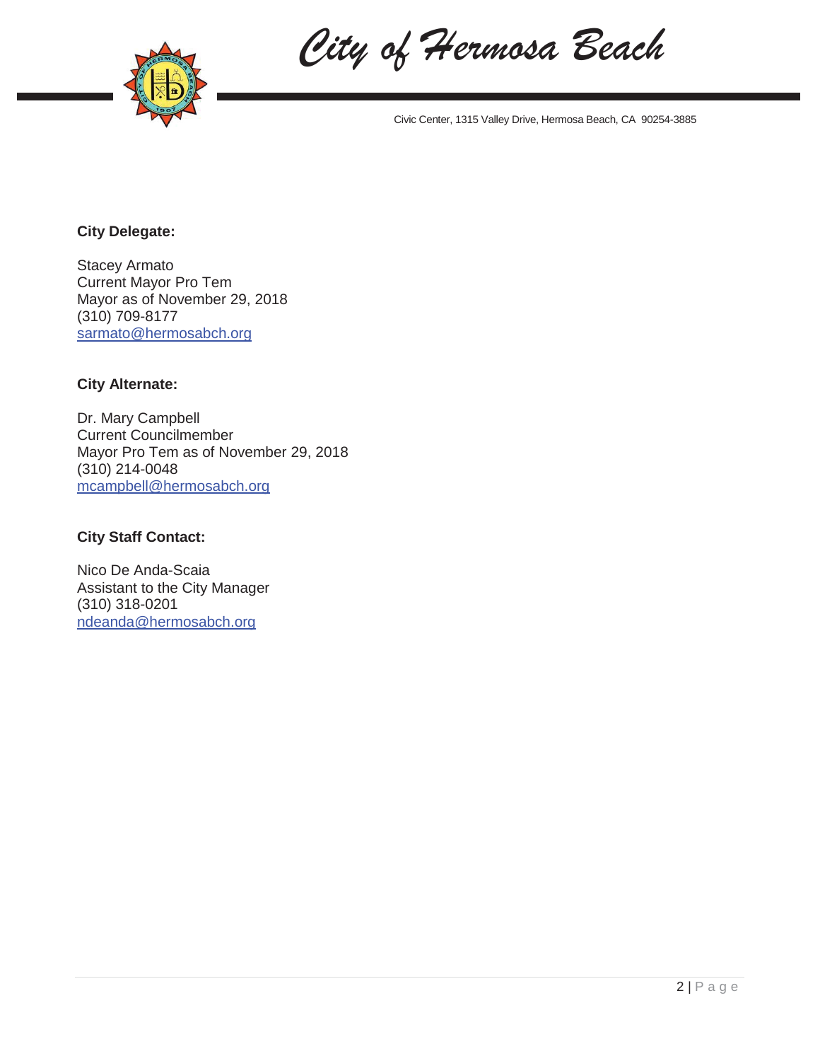**City Delegate:**

Stacey Armato
Current Mayor Pro Tem
Mayor as of November 29, 2018
(310) 709-8177
sarmato@hermosabch.org

**City Alternate:**

Dr. Mary Campbell
Current Councilmember
Mayor Pro Tem as of November 29, 2018
(310) 214-0048
mcampbell@hermosabch.org

**City Staff Contact:**

Nico De Anda-Scaia
Assistant to the City Manager
(310) 318-0201
ndeanda@hermosabch.org